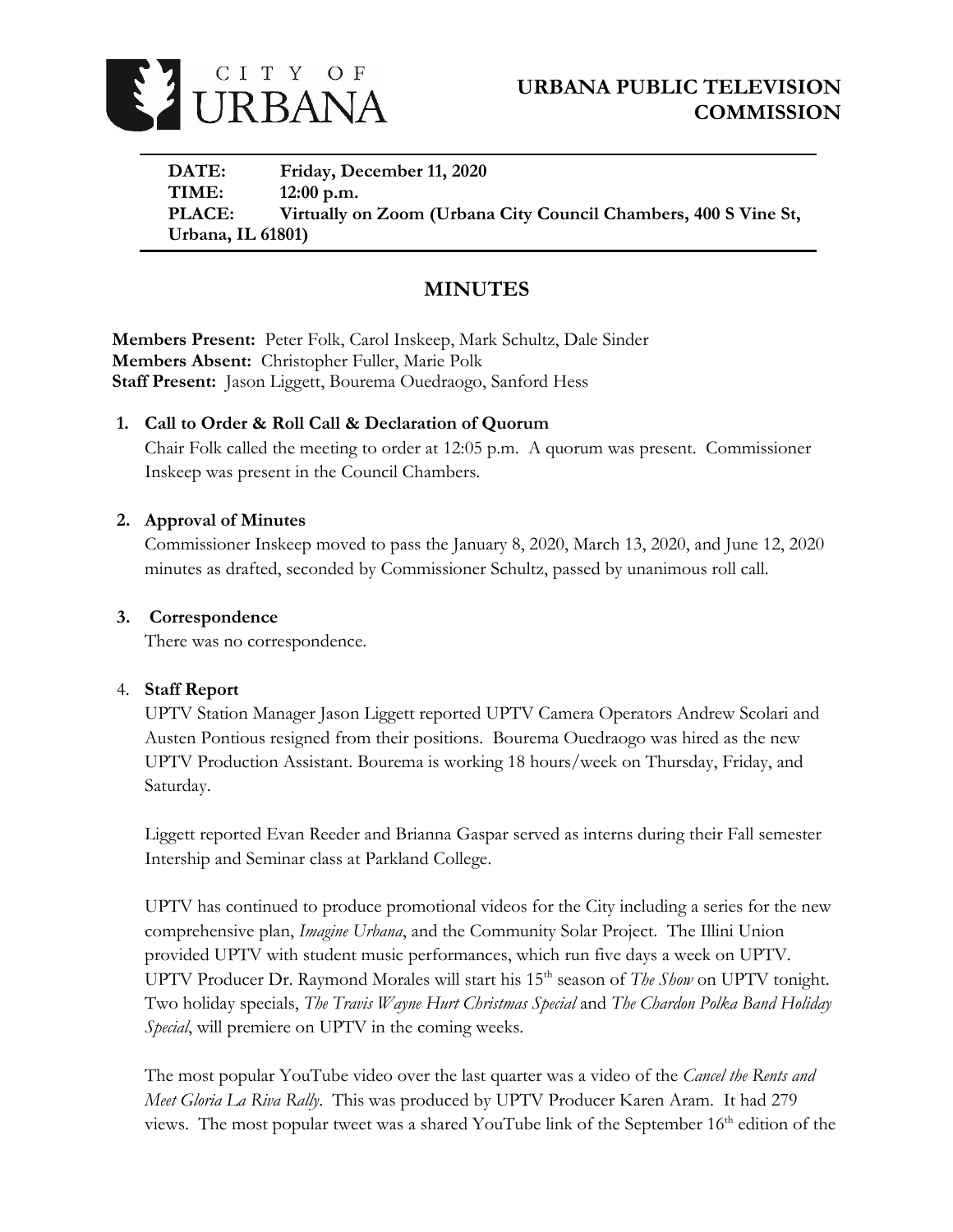# CITY OF URBANA

## URBANA PUBLIC TELEVISION COMMISSION

**DATE:** Friday, December 11, 2020
**TIME:** 12:00 p.m.
**PLACE:** Virtually on Zoom (Urbana City Council Chambers, 400 S Vine St, Urbana, IL 61801)

## MINUTES

**Members Present:** Peter Folk, Carol Inskeep, Mark Schultz, Dale Sinder
**Members Absent:** Christopher Fuller, Marie Polk
**Staff Present:** Jason Liggett, Bourema Ouedraogo, Sanford Hess

### 1. Call to Order & Roll Call & Declaration of Quorum

Chair Folk called the meeting to order at 12:05 p.m. A quorum was present. Commissioner Inskeep was present in the Council Chambers.

### 2. Approval of Minutes

Commissioner Inskeep moved to pass the January 8, 2020, March 13, 2020, and June 12, 2020 minutes as drafted, seconded by Commissioner Schultz, passed by unanimous roll call.

### 3. Correspondence

There was no correspondence.

### 4. Staff Report

UPTV Station Manager Jason Liggett reported UPTV Camera Operators Andrew Scolari and Austen Pontious resigned from their positions. Bourema Ouedraogo was hired as the new UPTV Production Assistant. Bourema is working 18 hours/week on Thursday, Friday, and Saturday.

Liggett reported Evan Reeder and Brianna Gaspar served as interns during their Fall semester Intership and Seminar class at Parkland College.

UPTV has continued to produce promotional videos for the City including a series for the new comprehensive plan, *Imagine Urbana*, and the Community Solar Project. The Illini Union provided UPTV with student music performances, which run five days a week on UPTV. UPTV Producer Dr. Raymond Morales will start his 15th season of *The Show* on UPTV tonight. Two holiday specials, *The Travis Wayne Hurt Christmas Special* and *The Chardon Polka Band Holiday Special*, will premiere on UPTV in the coming weeks.

The most popular YouTube video over the last quarter was a video of the *Cancel the Rents and Meet Gloria La Riva Rally*. This was produced by UPTV Producer Karen Aram. It had 279 views. The most popular tweet was a shared YouTube link of the September 16th edition of the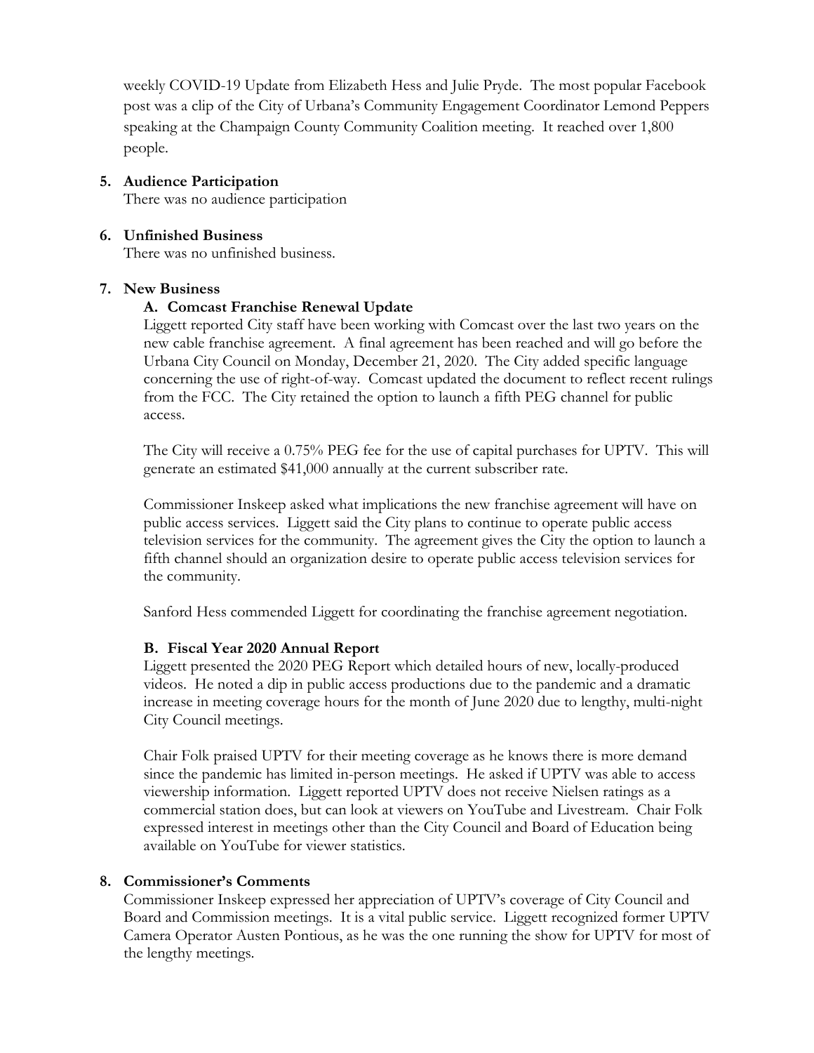weekly COVID-19 Update from Elizabeth Hess and Julie Pryde. The most popular Facebook post was a clip of the City of Urbana's Community Engagement Coordinator Lemond Peppers speaking at the Champaign County Community Coalition meeting. It reached over 1,800 people.

**5. Audience Participation**

There was no audience participation

**6. Unfinished Business**

There was no unfinished business.

**7. New Business**

**A. Comcast Franchise Renewal Update**

Liggett reported City staff have been working with Comcast over the last two years on the new cable franchise agreement. A final agreement has been reached and will go before the Urbana City Council on Monday, December 21, 2020. The City added specific language concerning the use of right-of-way. Comcast updated the document to reflect recent rulings from the FCC. The City retained the option to launch a fifth PEG channel for public access.

The City will receive a 0.75% PEG fee for the use of capital purchases for UPTV. This will generate an estimated $41,000 annually at the current subscriber rate.

Commissioner Inskeep asked what implications the new franchise agreement will have on public access services. Liggett said the City plans to continue to operate public access television services for the community. The agreement gives the City the option to launch a fifth channel should an organization desire to operate public access television services for the community.

Sanford Hess commended Liggett for coordinating the franchise agreement negotiation.

**B. Fiscal Year 2020 Annual Report**

Liggett presented the 2020 PEG Report which detailed hours of new, locally-produced videos. He noted a dip in public access productions due to the pandemic and a dramatic increase in meeting coverage hours for the month of June 2020 due to lengthy, multi-night City Council meetings.

Chair Folk praised UPTV for their meeting coverage as he knows there is more demand since the pandemic has limited in-person meetings. He asked if UPTV was able to access viewership information. Liggett reported UPTV does not receive Nielsen ratings as a commercial station does, but can look at viewers on YouTube and Livestream. Chair Folk expressed interest in meetings other than the City Council and Board of Education being available on YouTube for viewer statistics.

**8. Commissioner's Comments**

Commissioner Inskeep expressed her appreciation of UPTV's coverage of City Council and Board and Commission meetings. It is a vital public service. Liggett recognized former UPTV Camera Operator Austen Pontious, as he was the one running the show for UPTV for most of the lengthy meetings.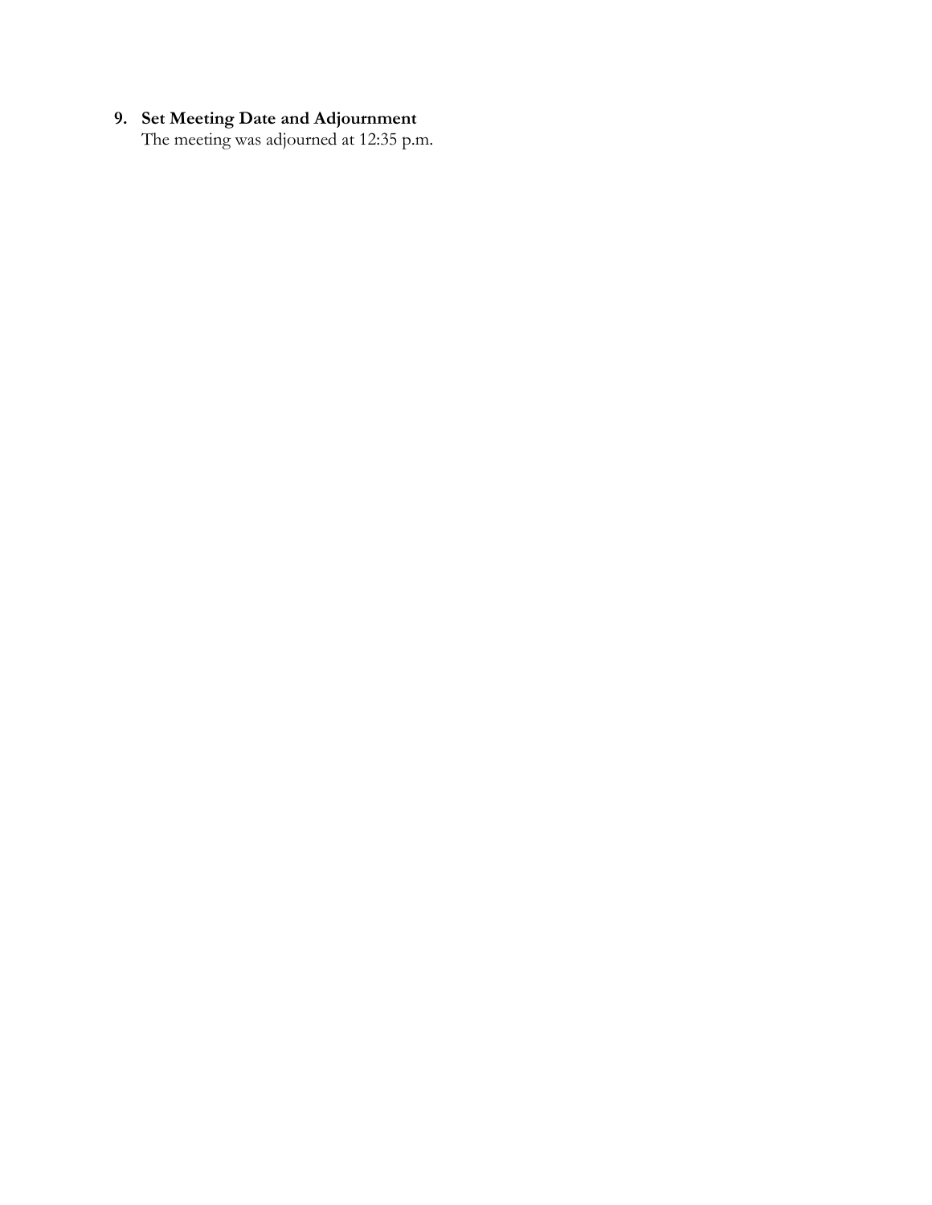9. **Set Meeting Date and Adjournment**
   The meeting was adjourned at 12:35 p.m.